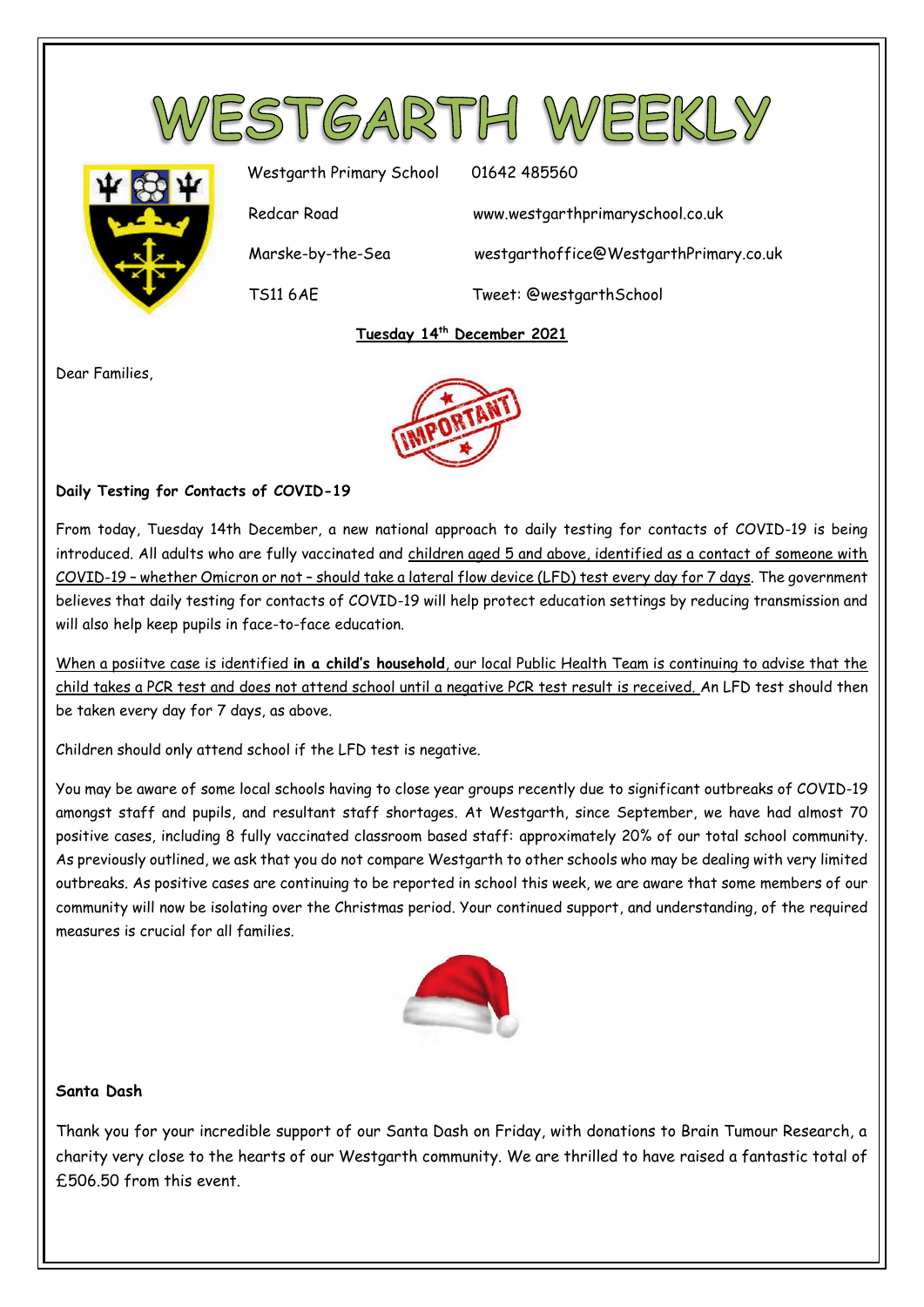# WESTGARTH WEEKLY

| | |
|---|---|
| Westgarth Primary School | 01642 485560 |
| Redcar Road | www.westgarthprimaryschool.co.uk |
| Marske-by-the-Sea | westgarthoffice@WestgarthPrimary.co.uk |
| TS11 6AE | Tweet: @westgarthSchool |

**Tuesday 14th December 2021**

Dear Families,

**Daily Testing for Contacts of COVID-19**

From today, Tuesday 14th December, a new national approach to daily testing for contacts of COVID-19 is being introduced. All adults who are fully vaccinated and children aged 5 and above, identified as a contact of someone with COVID-19 – whether Omicron or not – should take a lateral flow device (LFD) test every day for 7 days. The government believes that daily testing for contacts of COVID-19 will help protect education settings by reducing transmission and will also help keep pupils in face-to-face education.

When a posiitve case is identified **in a child's household**, our local Public Health Team is continuing to advise that the child takes a PCR test and does not attend school until a negative PCR test result is received. An LFD test should then be taken every day for 7 days, as above.

Children should only attend school if the LFD test is negative.

You may be aware of some local schools having to close year groups recently due to significant outbreaks of COVID-19 amongst staff and pupils, and resultant staff shortages. At Westgarth, since September, we have had almost 70 positive cases, including 8 fully vaccinated classroom based staff: approximately 20% of our total school community. As previously outlined, we ask that you do not compare Westgarth to other schools who may be dealing with very limited outbreaks. As positive cases are continuing to be reported in school this week, we are aware that some members of our community will now be isolating over the Christmas period. Your continued support, and understanding, of the required measures is crucial for all families.

**Santa Dash**

Thank you for your incredible support of our Santa Dash on Friday, with donations to Brain Tumour Research, a charity very close to the hearts of our Westgarth community. We are thrilled to have raised a fantastic total of £506.50 from this event.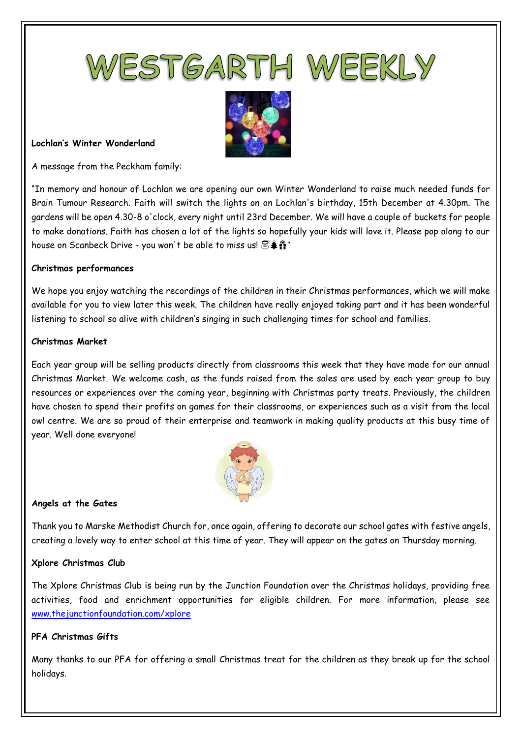# WESTGARTH WEEKLY

**Lochlan's Winter Wonderland**

A message from the Peckham family:

"In memory and honour of Lochlan we are opening our own Winter Wonderland to raise much needed funds for Brain Tumour Research. Faith will switch the lights on on Lochlan's birthday, 15th December at 4.30pm. The gardens will be open 4.30-8 o'clock, every night until 23rd December. We will have a couple of buckets for people to make donations. Faith has chosen a lot of the lights so hopefully your kids will love it. Please pop along to our house on Scanbeck Drive - you won't be able to miss us! 🎅🎄🎁"

**Christmas performances**

We hope you enjoy watching the recordings of the children in their Christmas performances, which we will make available for you to view later this week. The children have really enjoyed taking part and it has been wonderful listening to school so alive with children's singing in such challenging times for school and families.

**Christmas Market**

Each year group will be selling products directly from classrooms this week that they have made for our annual Christmas Market. We welcome cash, as the funds raised from the sales are used by each year group to buy resources or experiences over the coming year, beginning with Christmas party treats. Previously, the children have chosen to spend their profits on games for their classrooms, or experiences such as a visit from the local owl centre. We are so proud of their enterprise and teamwork in making quality products at this busy time of year. Well done everyone!

**Angels at the Gates**

Thank you to Marske Methodist Church for, once again, offering to decorate our school gates with festive angels, creating a lovely way to enter school at this time of year. They will appear on the gates on Thursday morning.

**Xplore Christmas Club**

The Xplore Christmas Club is being run by the Junction Foundation over the Christmas holidays, providing free activities, food and enrichment opportunities for eligible children. For more information, please see www.thejunctionfoundation.com/xplore

**PFA Christmas Gifts**

Many thanks to our PFA for offering a small Christmas treat for the children as they break up for the school holidays.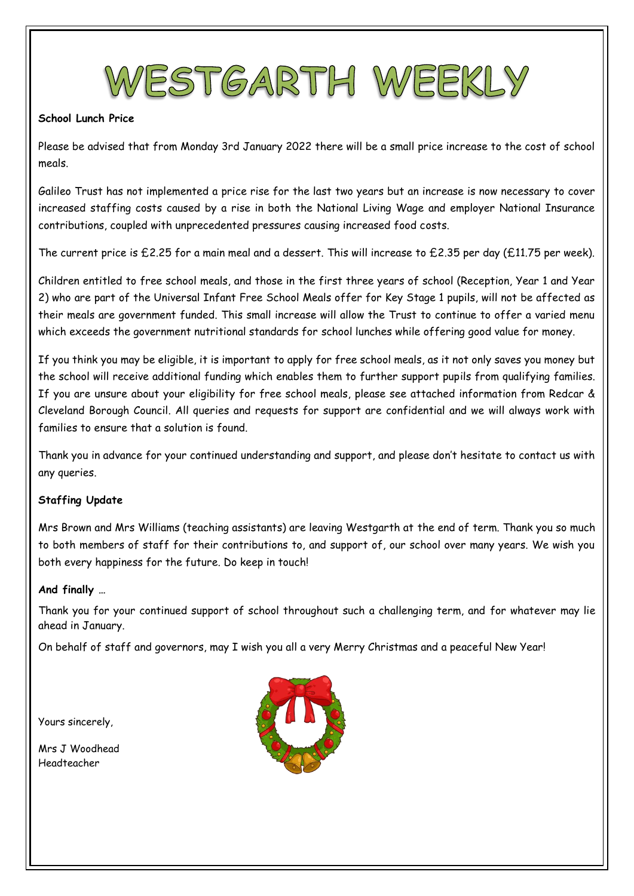# WESTGARTH WEEKLY

**School Lunch Price**

Please be advised that from Monday 3rd January 2022 there will be a small price increase to the cost of school meals.

Galileo Trust has not implemented a price rise for the last two years but an increase is now necessary to cover increased staffing costs caused by a rise in both the National Living Wage and employer National Insurance contributions, coupled with unprecedented pressures causing increased food costs.

The current price is £2.25 for a main meal and a dessert. This will increase to £2.35 per day (£11.75 per week).

Children entitled to free school meals, and those in the first three years of school (Reception, Year 1 and Year 2) who are part of the Universal Infant Free School Meals offer for Key Stage 1 pupils, will not be affected as their meals are government funded. This small increase will allow the Trust to continue to offer a varied menu which exceeds the government nutritional standards for school lunches while offering good value for money.

If you think you may be eligible, it is important to apply for free school meals, as it not only saves you money but the school will receive additional funding which enables them to further support pupils from qualifying families. If you are unsure about your eligibility for free school meals, please see attached information from Redcar & Cleveland Borough Council. All queries and requests for support are confidential and we will always work with families to ensure that a solution is found.

Thank you in advance for your continued understanding and support, and please don't hesitate to contact us with any queries.

**Staffing Update**

Mrs Brown and Mrs Williams (teaching assistants) are leaving Westgarth at the end of term. Thank you so much to both members of staff for their contributions to, and support of, our school over many years. We wish you both every happiness for the future. Do keep in touch!

**And finally …**

Thank you for your continued support of school throughout such a challenging term, and for whatever may lie ahead in January.

On behalf of staff and governors, may I wish you all a very Merry Christmas and a peaceful New Year!

Yours sincerely,

Mrs J Woodhead
Headteacher